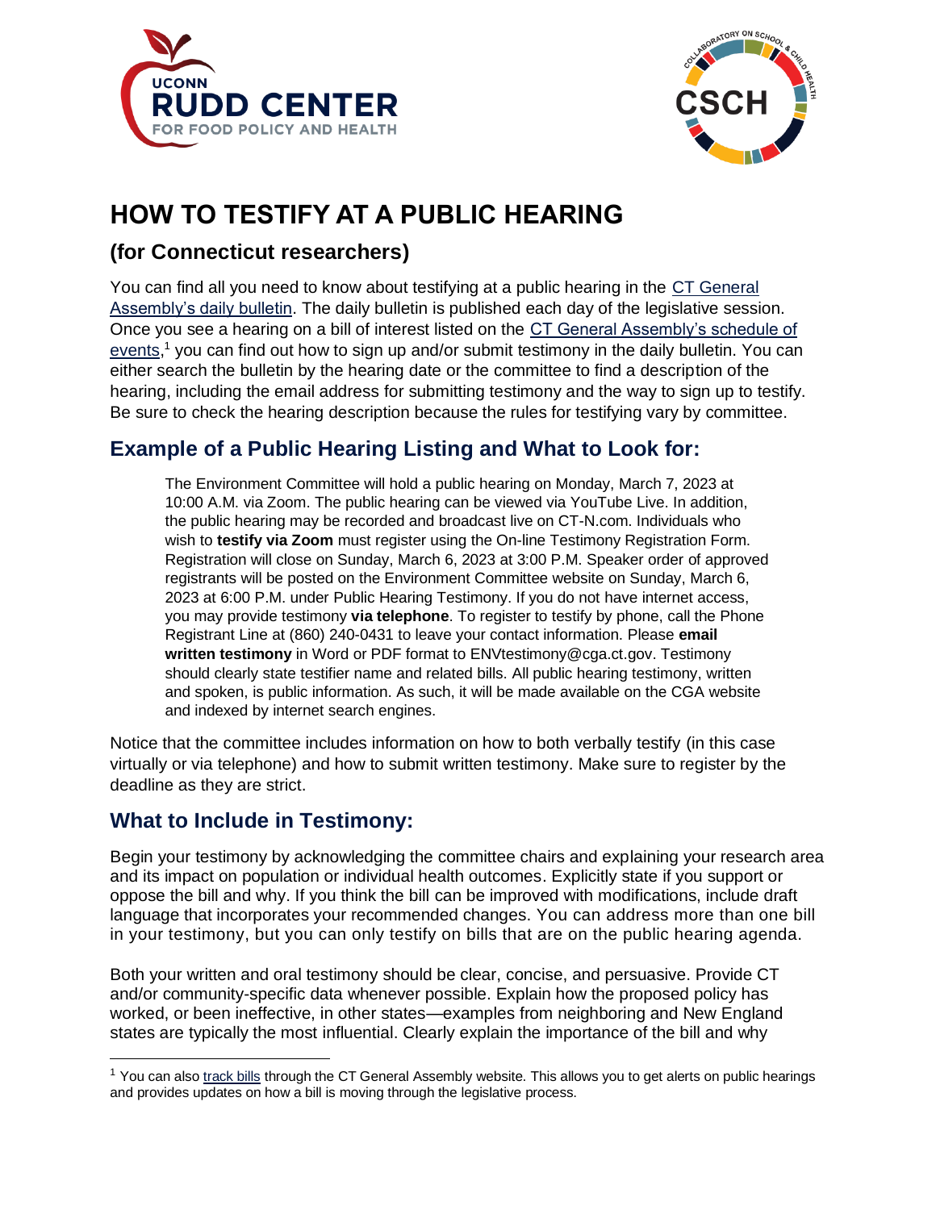# HOW TO TESTIFY AT A PUBLIC HEARING

## (for Connecticut researchers)

You can find all you need to know about testifying at a public hearing in the CT General Assembly's daily bulletin. The daily bulletin is published each day of the legislative session. Once you see a hearing on a bill of interest listed on the CT General Assembly's schedule of events,[1] you can find out how to sign up and/or submit testimony in the daily bulletin. You can either search the bulletin by the hearing date or the committee to find a description of the hearing, including the email address for submitting testimony and the way to sign up to testify. Be sure to check the hearing description because the rules for testifying vary by committee.

## Example of a Public Hearing Listing and What to Look for:

> The Environment Committee will hold a public hearing on Monday, March 7, 2023 at 10:00 A.M. via Zoom. The public hearing can be viewed via YouTube Live. In addition, the public hearing may be recorded and broadcast live on CT-N.com. Individuals who wish to **testify via Zoom** must register using the On-line Testimony Registration Form. Registration will close on Sunday, March 6, 2023 at 3:00 P.M. Speaker order of approved registrants will be posted on the Environment Committee website on Sunday, March 6, 2023 at 6:00 P.M. under Public Hearing Testimony. If you do not have internet access, you may provide testimony **via telephone**. To register to testify by phone, call the Phone Registrant Line at (860) 240-0431 to leave your contact information. Please **email written testimony** in Word or PDF format to ENVtestimony@cga.ct.gov. Testimony should clearly state testifier name and related bills. All public hearing testimony, written and spoken, is public information. As such, it will be made available on the CGA website and indexed by internet search engines.

Notice that the committee includes information on how to both verbally testify (in this case virtually or via telephone) and how to submit written testimony. Make sure to register by the deadline as they are strict.

## What to Include in Testimony:

Begin your testimony by acknowledging the committee chairs and explaining your research area and its impact on population or individual health outcomes. Explicitly state if you support or oppose the bill and why. If you think the bill can be improved with modifications, include draft language that incorporates your recommended changes. You can address more than one bill in your testimony, but you can only testify on bills that are on the public hearing agenda.

Both your written and oral testimony should be clear, concise, and persuasive. Provide CT and/or community-specific data whenever possible. Explain how the proposed policy has worked, or been ineffective, in other states—examples from neighboring and New England states are typically the most influential. Clearly explain the importance of the bill and why

[1] You can also track bills through the CT General Assembly website. This allows you to get alerts on public hearings and provides updates on how a bill is moving through the legislative process.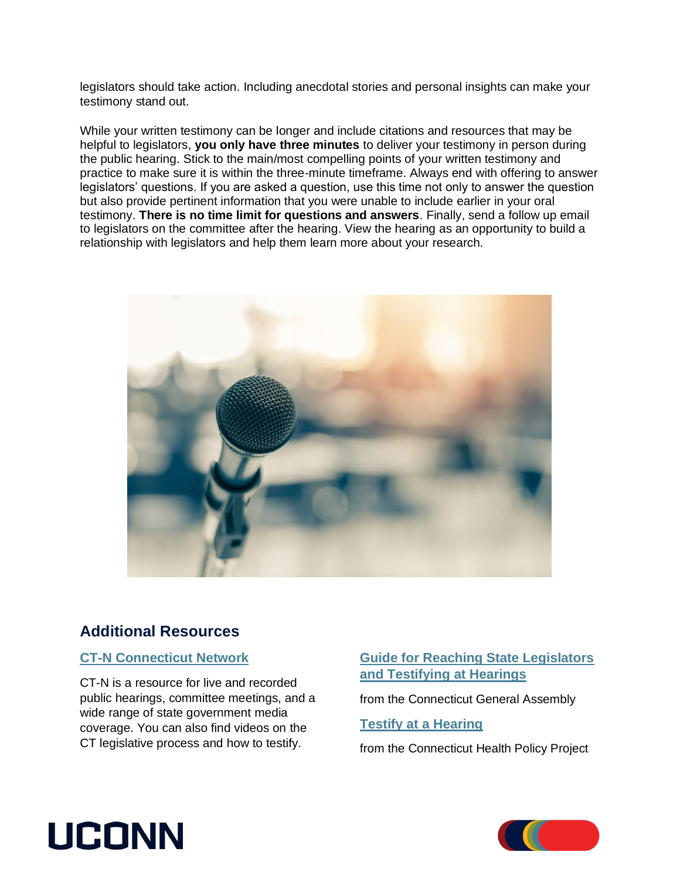legislators should take action. Including anecdotal stories and personal insights can make your testimony stand out.

While your written testimony can be longer and include citations and resources that may be helpful to legislators, **you only have three minutes** to deliver your testimony in person during the public hearing. Stick to the main/most compelling points of your written testimony and practice to make sure it is within the three-minute timeframe. Always end with offering to answer legislators' questions. If you are asked a question, use this time not only to answer the question but also provide pertinent information that you were unable to include earlier in your oral testimony. **There is no time limit for questions and answers**. Finally, send a follow up email to legislators on the committee after the hearing. View the hearing as an opportunity to build a relationship with legislators and help them learn more about your research.

## Additional Resources

### CT-N Connecticut Network

CT-N is a resource for live and recorded public hearings, committee meetings, and a wide range of state government media coverage. You can also find videos on the CT legislative process and how to testify.

### Guide for Reaching State Legislators and Testifying at Hearings

from the Connecticut General Assembly

### Testify at a Hearing

from the Connecticut Health Policy Project